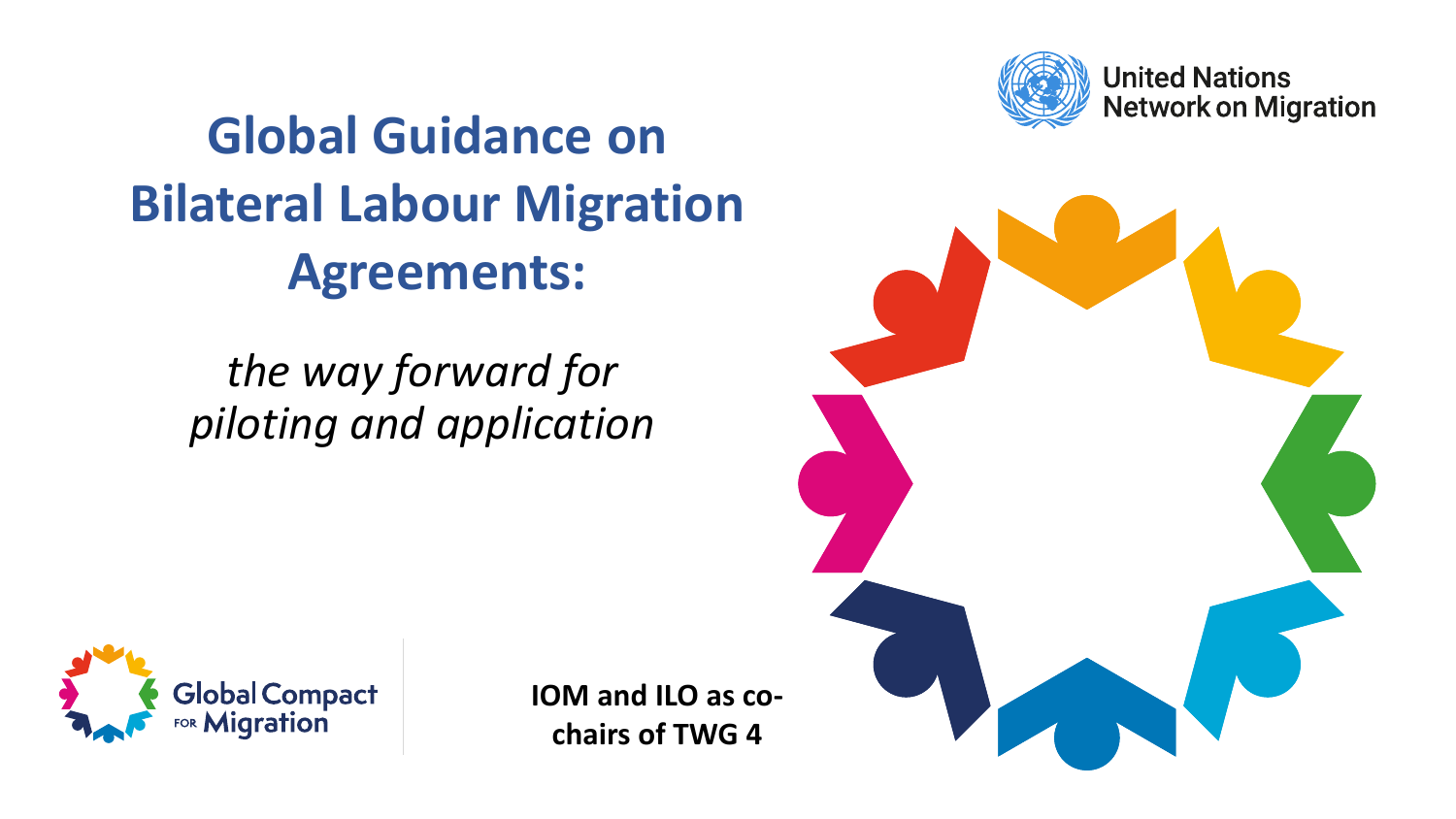# Global Guidance on Bilateral Labour Migration Agreements:

*the way forward for piloting and application*

United Nations Network on Migration

Global Compact for Migration

**IOM and ILO as co-chairs of TWG 4**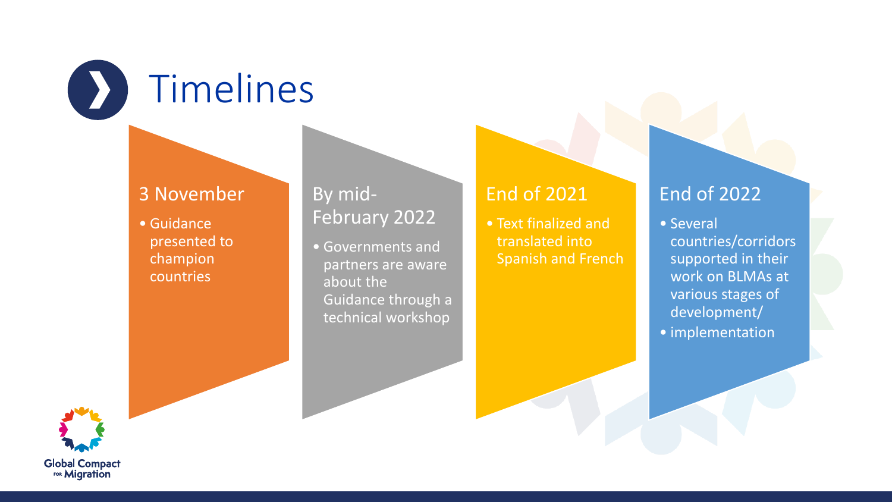# Timelines

### 3 November

- Guidance presented to champion countries

### By mid-February 2022

- Governments and partners are aware about the Guidance through a technical workshop

### End of 2021

- Text finalized and translated into Spanish and French

### End of 2022

- Several countries/corridors supported in their work on BLMAs at various stages of development/
- implementation

Global Compact for Migration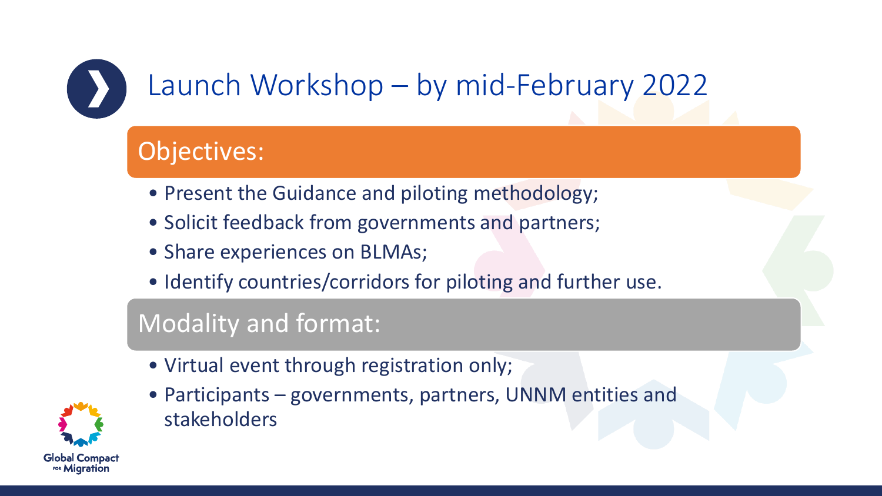# Launch Workshop – by mid-February 2022

## Objectives:

- Present the Guidance and piloting methodology;
- Solicit feedback from governments and partners;
- Share experiences on BLMAs;
- Identify countries/corridors for piloting and further use.

## Modality and format:

- Virtual event through registration only;
- Participants – governments, partners, UNNM entities and stakeholders

Global Compact FOR Migration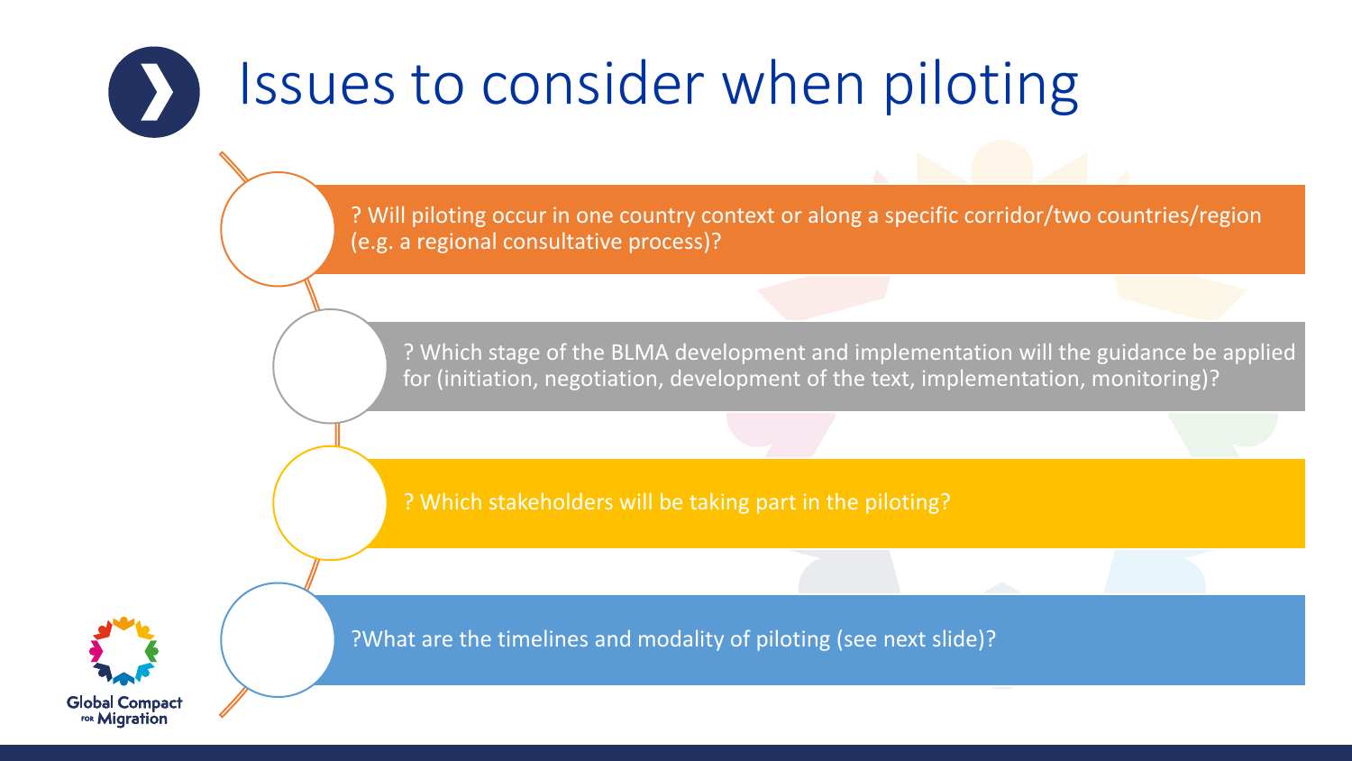# Issues to consider when piloting

- ? Will piloting occur in one country context or along a specific corridor/two countries/region (e.g. a regional consultative process)?
- ? Which stage of the BLMA development and implementation will the guidance be applied for (initiation, negotiation, development of the text, implementation, monitoring)?
- ? Which stakeholders will be taking part in the piloting?
- ?What are the timelines and modality of piloting (see next slide)?

Global Compact for Migration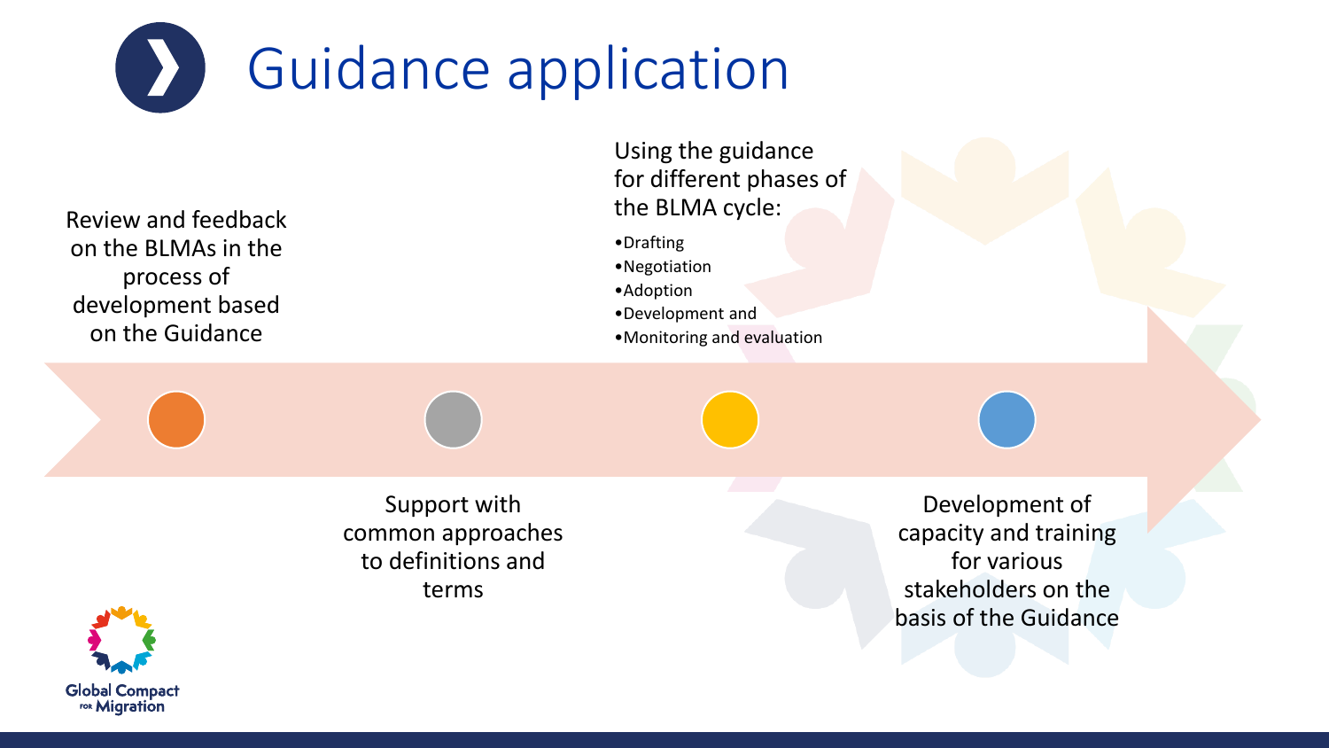# Guidance application

Review and feedback on the BLMAs in the process of development based on the Guidance

Support with common approaches to definitions and terms

Using the guidance for different phases of the BLMA cycle:

- Drafting
- Negotiation
- Adoption
- Development and
- Monitoring and evaluation

Development of capacity and training for various stakeholders on the basis of the Guidance

Global Compact for Migration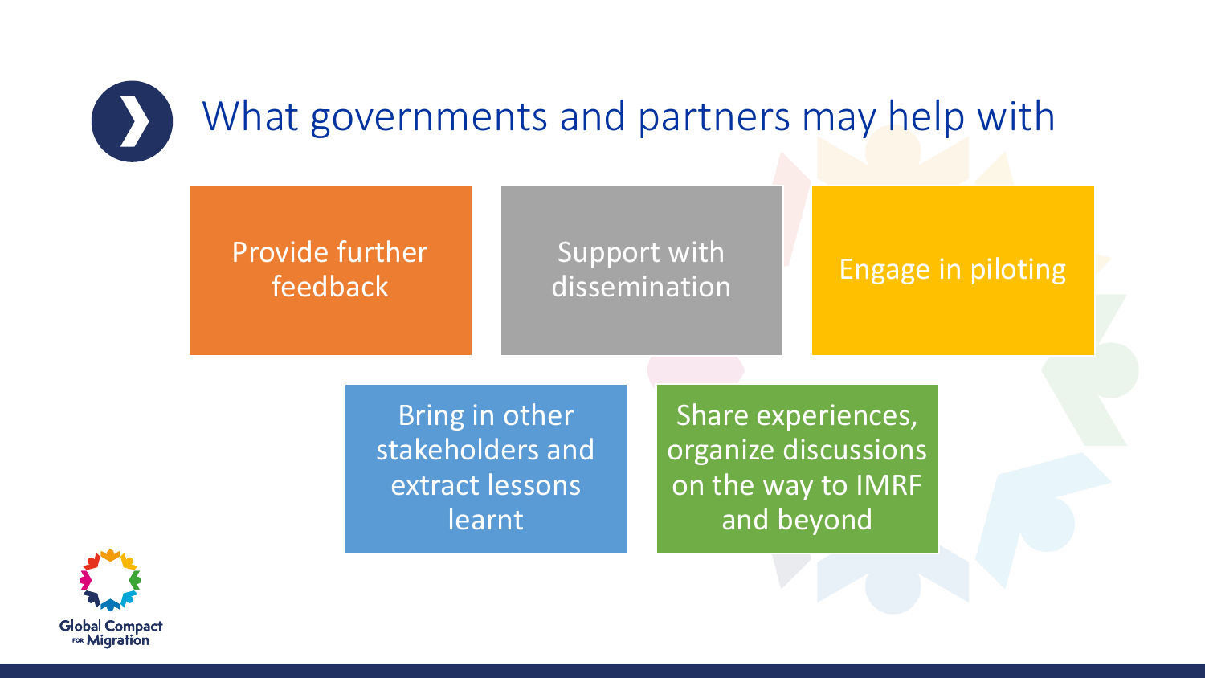# What governments and partners may help with

- Provide further feedback
- Support with dissemination
- Engage in piloting
- Bring in other stakeholders and extract lessons learnt
- Share experiences, organize discussions on the way to IMRF and beyond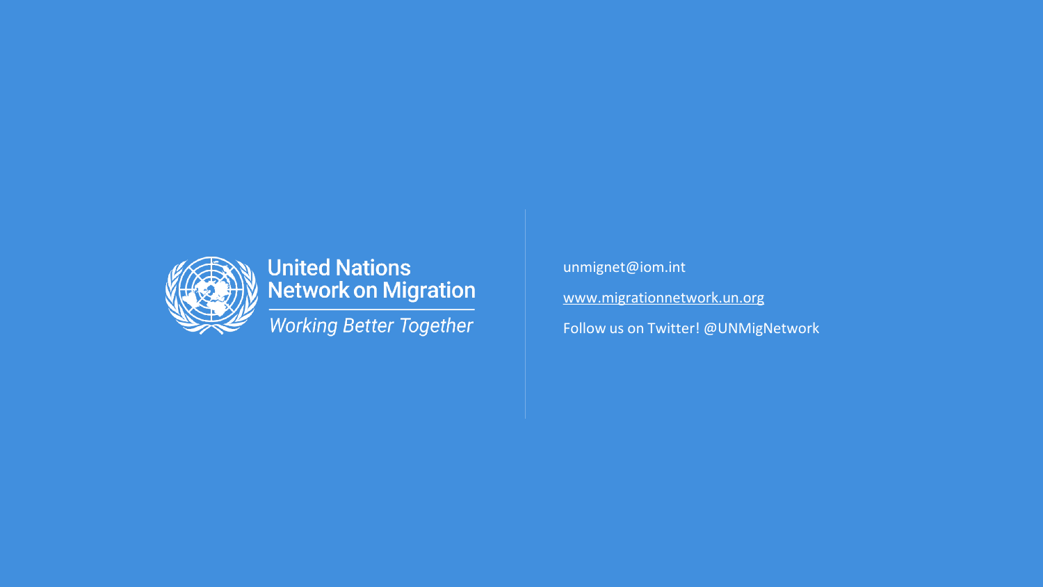United Nations
Network on Migration

*Working Better Together*

unmignet@iom.int

www.migrationnetwork.un.org

Follow us on Twitter! @UNMigNetwork